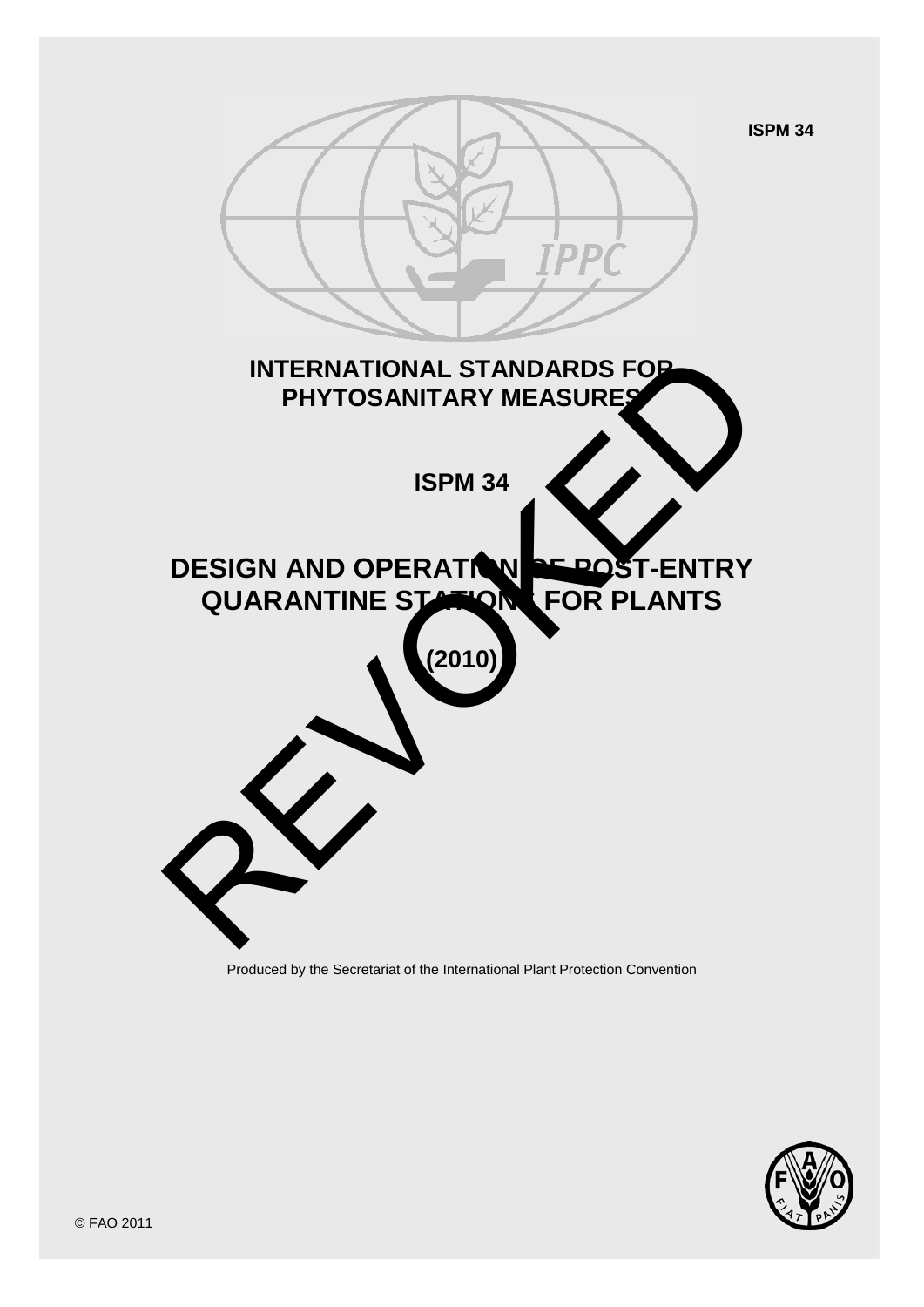ISPM 34

# INTERNATIONAL STANDARDS FOR PHYTOSANITARY MEASURES

## ISPM 34

# DESIGN AND OPERATION OF POST-ENTRY QUARANTINE STATIONS FOR PLANTS

**(2010)**

REVOKED

Produced by the Secretariat of the International Plant Protection Convention

© FAO 2011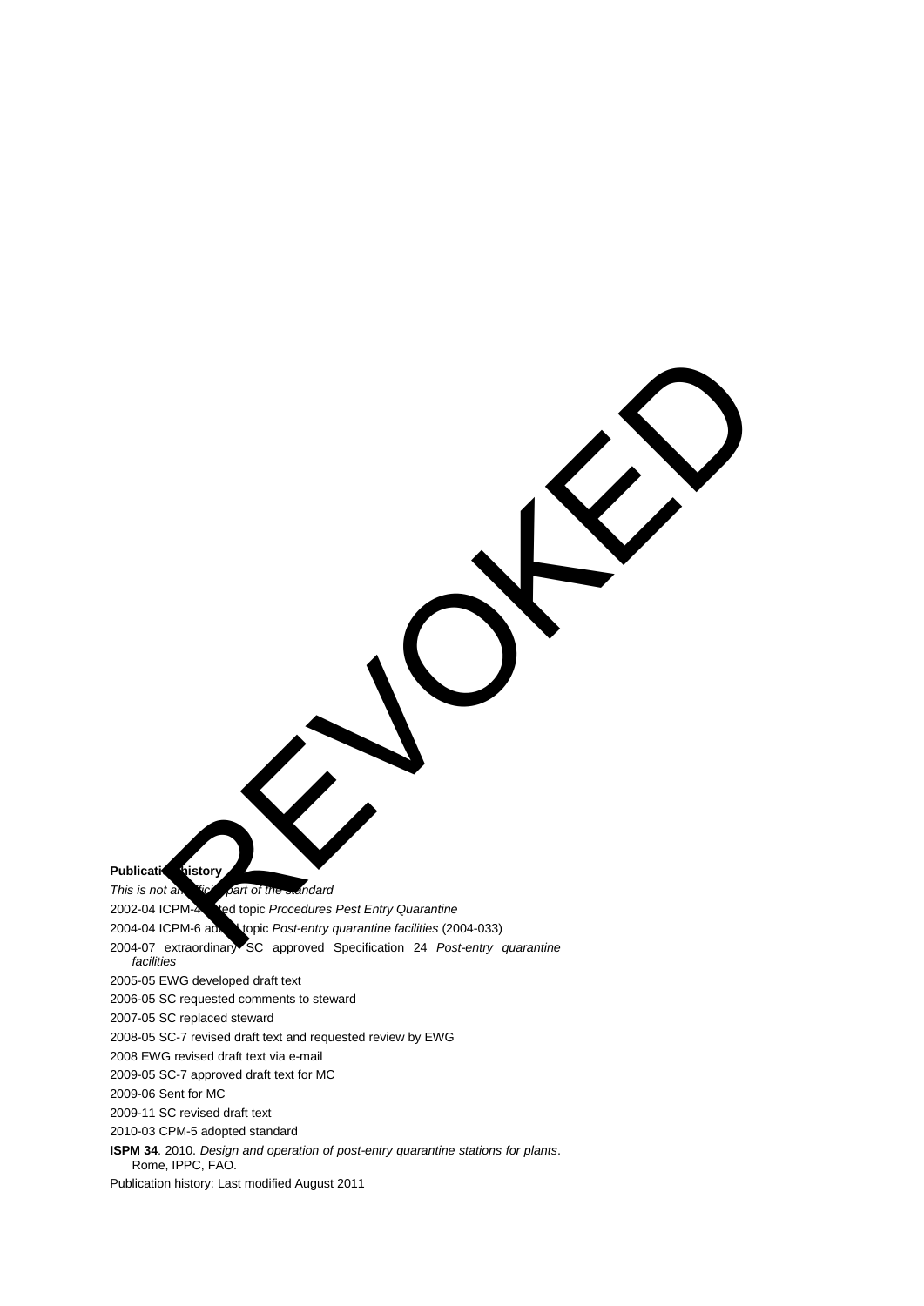**Publication history**

*This is not an official part of the standard*

2002-04 ICPM-4 added topic *Procedures Pest Entry Quarantine*

2004-04 ICPM-6 added topic *Post-entry quarantine facilities* (2004-033)

2004-07 extraordinary SC approved Specification 24 *Post-entry quarantine facilities*

2005-05 EWG developed draft text

2006-05 SC requested comments to steward

2007-05 SC replaced steward

2008-05 SC-7 revised draft text and requested review by EWG

2008 EWG revised draft text via e-mail

2009-05 SC-7 approved draft text for MC

2009-06 Sent for MC

2009-11 SC revised draft text

2010-03 CPM-5 adopted standard

**ISPM 34**. 2010. *Design and operation of post-entry quarantine stations for plants*. Rome, IPPC, FAO.

Publication history: Last modified August 2011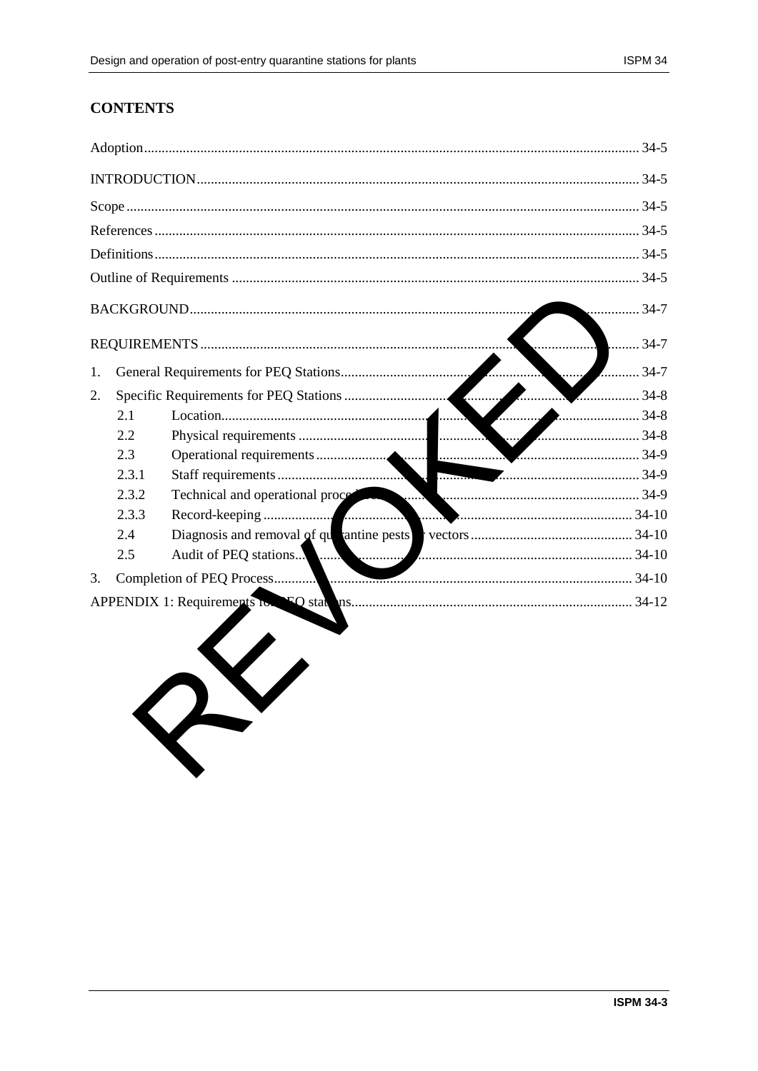## CONTENTS

Adoption ........ 34-5

INTRODUCTION ........ 34-5

Scope ........ 34-5

References ........ 34-5

Definitions ........ 34-5

Outline of Requirements ........ 34-5

BACKGROUND ........ 34-7

REQUIREMENTS ........ 34-7

1. General Requirements for PEQ Stations ........ 34-7
2. Specific Requirements for PEQ Stations ........ 34-8
   - 2.1 Location ........ 34-8
   - 2.2 Physical requirements ........ 34-8
   - 2.3 Operational requirements ........ 34-9
   - 2.3.1 Staff requirements ........ 34-9
   - 2.3.2 Technical and operational procedures ........ 34-9
   - 2.3.3 Record-keeping ........ 34-10
   - 2.4 Diagnosis and removal of quarantine pests or vectors ........ 34-10
   - 2.5 Audit of PEQ stations ........ 34-10
3. Completion of PEQ Process ........ 34-10

APPENDIX 1: Requirements for PEQ stations ........ 34-12

REVOKED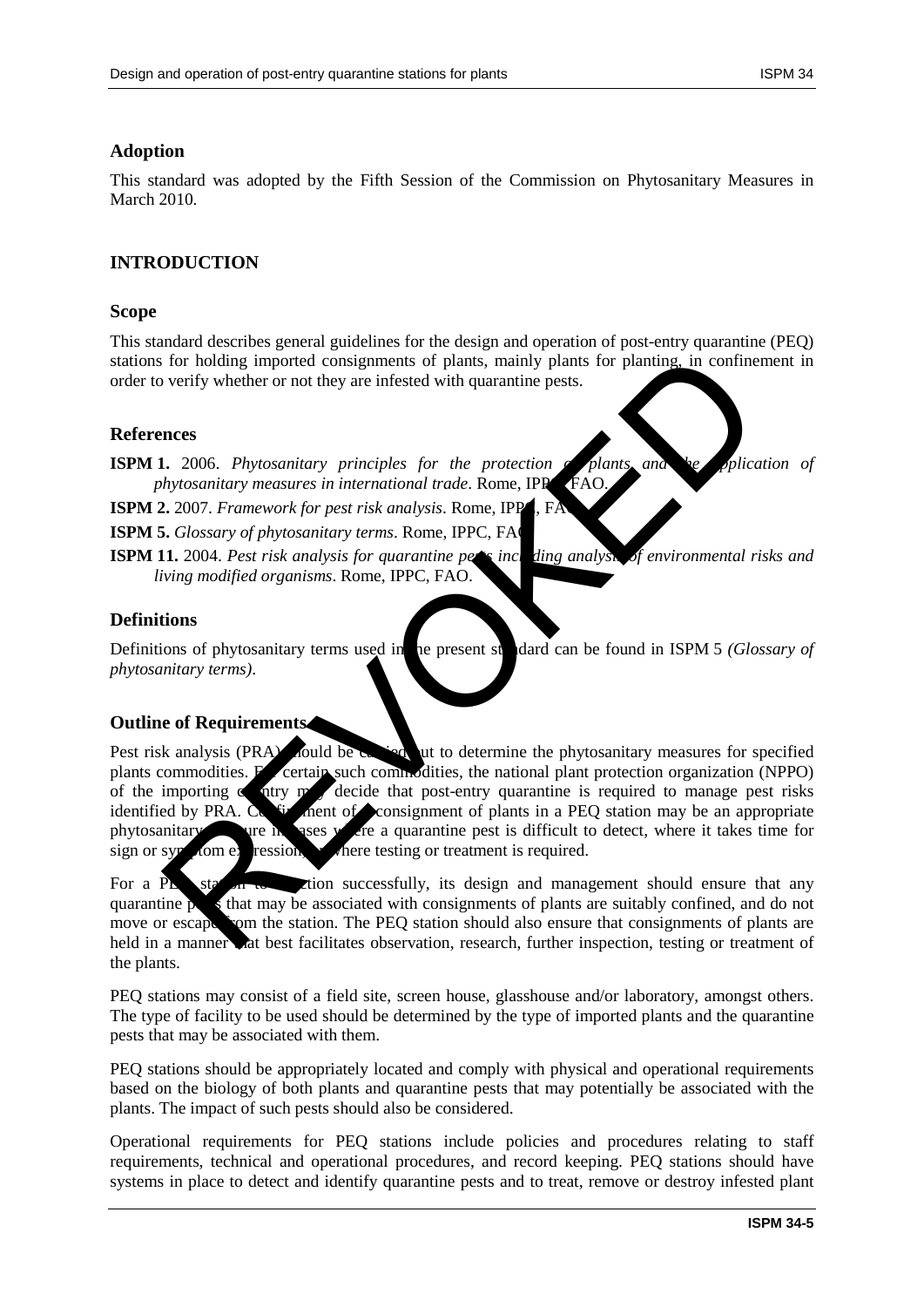## Adoption

This standard was adopted by the Fifth Session of the Commission on Phytosanitary Measures in March 2010.

## INTRODUCTION

### Scope

This standard describes general guidelines for the design and operation of post-entry quarantine (PEQ) stations for holding imported consignments of plants, mainly plants for planting, in confinement in order to verify whether or not they are infested with quarantine pests.

### References

**ISPM 1.** 2006. *Phytosanitary principles for the protection of plants and the application of phytosanitary measures in international trade*. Rome, IPPC, FAO.

**ISPM 2.** 2007. *Framework for pest risk analysis*. Rome, IPPC, FAO.

**ISPM 5.** *Glossary of phytosanitary terms*. Rome, IPPC, FAO.

**ISPM 11.** 2004. *Pest risk analysis for quarantine pests including analysis of environmental risks and living modified organisms*. Rome, IPPC, FAO.

### Definitions

Definitions of phytosanitary terms used in the present standard can be found in ISPM 5 *(Glossary of phytosanitary terms)*.

### Outline of Requirements

Pest risk analysis (PRA) should be carried out to determine the phytosanitary measures for specified plants commodities. For certain such commodities, the national plant protection organization (NPPO) of the importing country may decide that post-entry quarantine is required to manage pest risks identified by PRA. Confinement of a consignment of plants in a PEQ station may be an appropriate phytosanitary measure in cases where a quarantine pest is difficult to detect, where it takes time for sign or symptom expression, or where testing or treatment is required.

For a PEQ station to function successfully, its design and management should ensure that any quarantine pests that may be associated with consignments of plants are suitably confined, and do not move or escape from the station. The PEQ station should also ensure that consignments of plants are held in a manner that best facilitates observation, research, further inspection, testing or treatment of the plants.

PEQ stations may consist of a field site, screen house, glasshouse and/or laboratory, amongst others. The type of facility to be used should be determined by the type of imported plants and the quarantine pests that may be associated with them.

PEQ stations should be appropriately located and comply with physical and operational requirements based on the biology of both plants and quarantine pests that may potentially be associated with the plants. The impact of such pests should also be considered.

Operational requirements for PEQ stations include policies and procedures relating to staff requirements, technical and operational procedures, and record keeping. PEQ stations should have systems in place to detect and identify quarantine pests and to treat, remove or destroy infested plant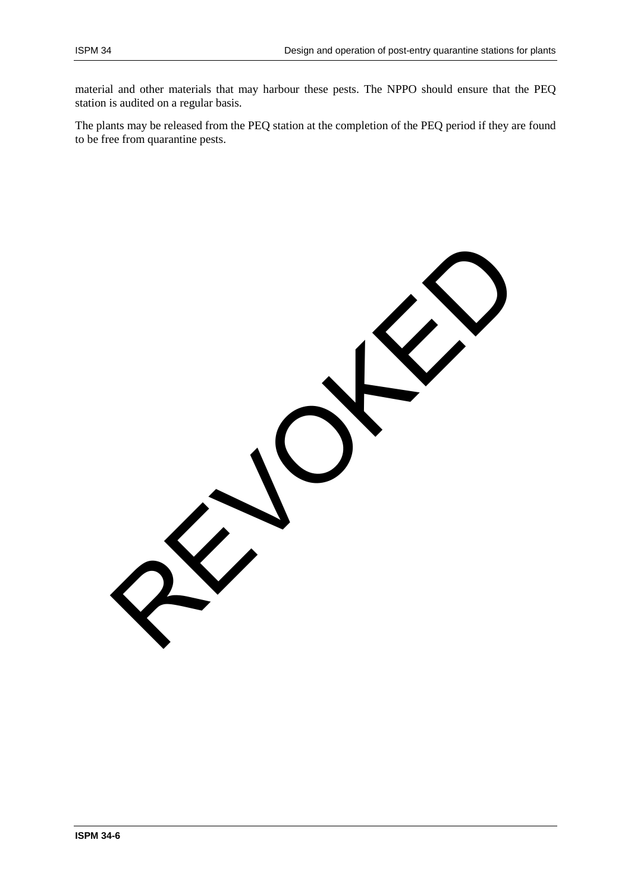material and other materials that may harbour these pests. The NPPO should ensure that the PEQ station is audited on a regular basis.

The plants may be released from the PEQ station at the completion of the PEQ period if they are found to be free from quarantine pests.

REVOKED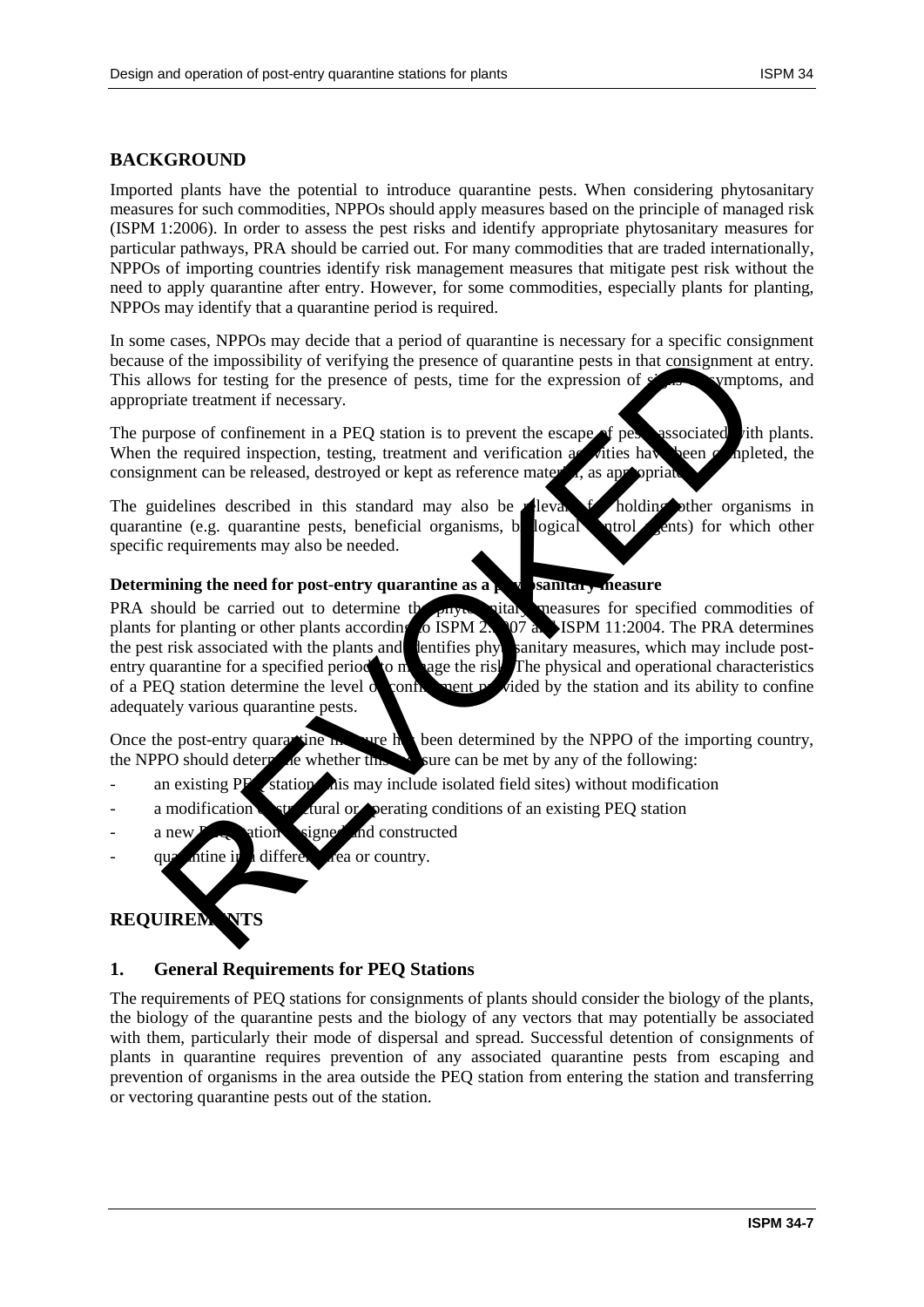## BACKGROUND

Imported plants have the potential to introduce quarantine pests. When considering phytosanitary measures for such commodities, NPPOs should apply measures based on the principle of managed risk (ISPM 1:2006). In order to assess the pest risks and identify appropriate phytosanitary measures for particular pathways, PRA should be carried out. For many commodities that are traded internationally, NPPOs of importing countries identify risk management measures that mitigate pest risk without the need to apply quarantine after entry. However, for some commodities, especially plants for planting, NPPOs may identify that a quarantine period is required.

In some cases, NPPOs may decide that a period of quarantine is necessary for a specific consignment because of the impossibility of verifying the presence of quarantine pests in that consignment at entry. This allows for testing for the presence of pests, time for the expression of signs or symptoms, and appropriate treatment if necessary.

The purpose of confinement in a PEQ station is to prevent the escape of pests associated with plants. When the required inspection, testing, treatment and verification activities have been completed, the consignment can be released, destroyed or kept as reference material, as appropriate.

The guidelines described in this standard may also be relevant for holding other organisms in quarantine (e.g. quarantine pests, beneficial organisms, biological control agents) for which other specific requirements may also be needed.

**Determining the need for post-entry quarantine as a phytosanitary measure**

PRA should be carried out to determine the phytosanitary measures for specified commodities of plants for planting or other plants according to ISPM 2:2007 and ISPM 11:2004. The PRA determines the pest risk associated with the plants and identifies phytosanitary measures, which may include post-entry quarantine for a specified period to manage the risk. The physical and operational characteristics of a PEQ station determine the level of confinement provided by the station and its ability to confine adequately various quarantine pests.

Once the post-entry quarantine measure has been determined by the NPPO of the importing country, the NPPO should determine whether this measure can be met by any of the following:

- an existing PEQ station (this may include isolated field sites) without modification
- a modification of structural or operating conditions of an existing PEQ station
- a new PEQ station designed and constructed
- quarantine in a different area or country.

## REQUIREMENTS

### 1. General Requirements for PEQ Stations

The requirements of PEQ stations for consignments of plants should consider the biology of the plants, the biology of the quarantine pests and the biology of any vectors that may potentially be associated with them, particularly their mode of dispersal and spread. Successful detention of consignments of plants in quarantine requires prevention of any associated quarantine pests from escaping and prevention of organisms in the area outside the PEQ station from entering the station and transferring or vectoring quarantine pests out of the station.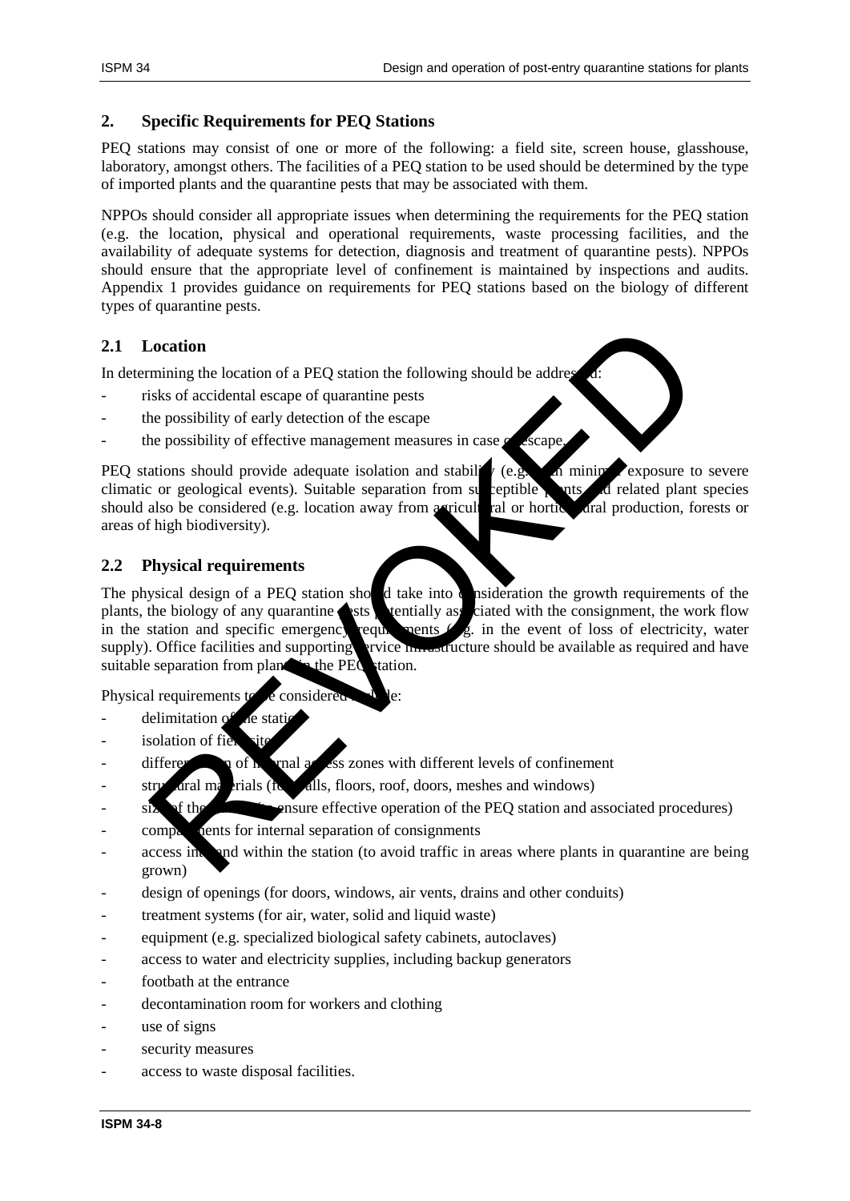## 2. Specific Requirements for PEQ Stations

PEQ stations may consist of one or more of the following: a field site, screen house, glasshouse, laboratory, amongst others. The facilities of a PEQ station to be used should be determined by the type of imported plants and the quarantine pests that may be associated with them.

NPPOs should consider all appropriate issues when determining the requirements for the PEQ station (e.g. the location, physical and operational requirements, waste processing facilities, and the availability of adequate systems for detection, diagnosis and treatment of quarantine pests). NPPOs should ensure that the appropriate level of confinement is maintained by inspections and audits. Appendix 1 provides guidance on requirements for PEQ stations based on the biology of different types of quarantine pests.

### 2.1 Location

In determining the location of a PEQ station the following should be addressed:

- risks of accidental escape of quarantine pests
- the possibility of early detection of the escape
- the possibility of effective management measures in case of escape.

PEQ stations should provide adequate isolation and stability (e.g. with minimal exposure to severe climatic or geological events). Suitable separation from susceptible plants and related plant species should also be considered (e.g. location away from agricultural or horticultural production, forests or areas of high biodiversity).

### 2.2 Physical requirements

The physical design of a PEQ station should take into consideration the growth requirements of the plants, the biology of any quarantine pests potentially associated with the consignment, the work flow in the station and specific emergency requirements (e.g. in the event of loss of electricity, water supply). Office facilities and supporting service infrastructure should be available as required and have suitable separation from plants in the PEQ station.

Physical requirements to be considered include:

- delimitation of the station
- isolation of field site
- differentiation of internal access zones with different levels of confinement
- structural materials (for walls, floors, roof, doors, meshes and windows)
- size of the site (to ensure effective operation of the PEQ station and associated procedures)
- compartments for internal separation of consignments
- access into and within the station (to avoid traffic in areas where plants in quarantine are being grown)
- design of openings (for doors, windows, air vents, drains and other conduits)
- treatment systems (for air, water, solid and liquid waste)
- equipment (e.g. specialized biological safety cabinets, autoclaves)
- access to water and electricity supplies, including backup generators
- footbath at the entrance
- decontamination room for workers and clothing
- use of signs
- security measures
- access to waste disposal facilities.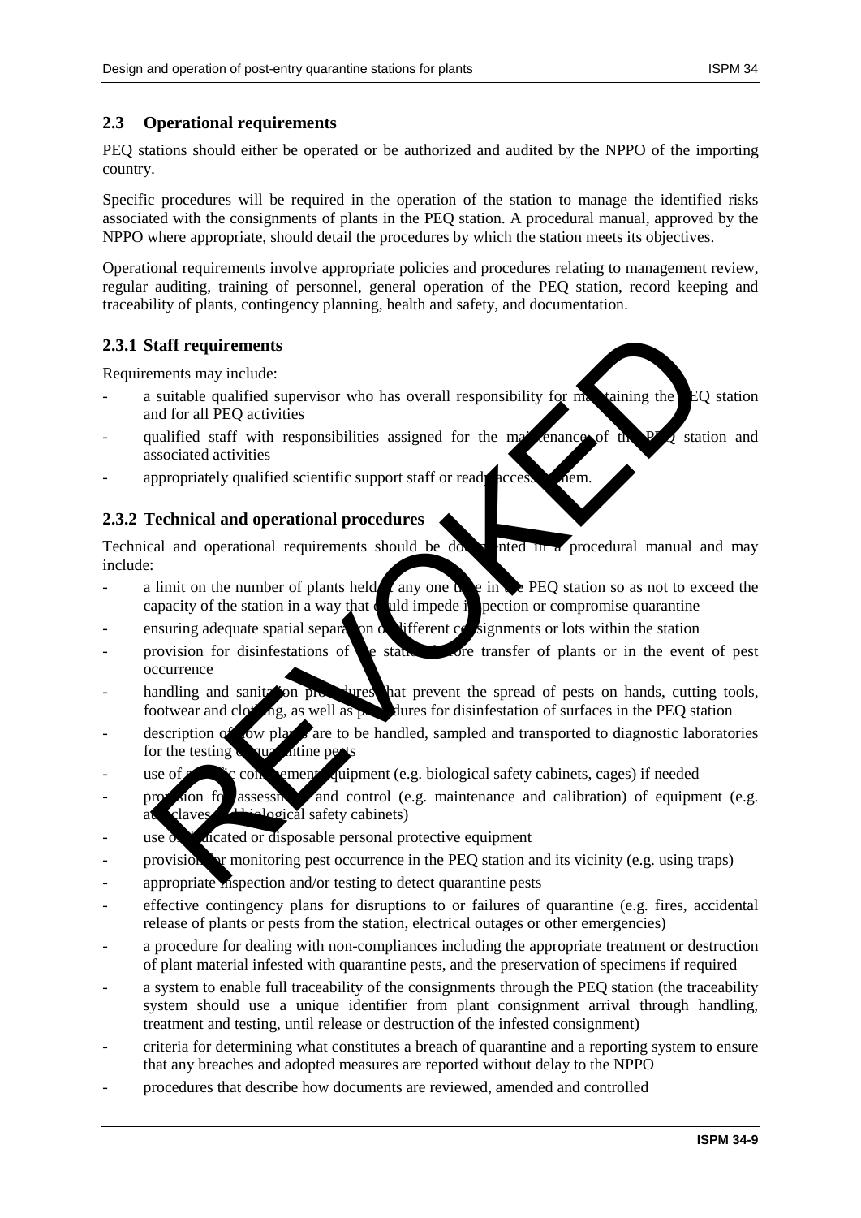## 2.3 Operational requirements

PEQ stations should either be operated or be authorized and audited by the NPPO of the importing country.

Specific procedures will be required in the operation of the station to manage the identified risks associated with the consignments of plants in the PEQ station. A procedural manual, approved by the NPPO where appropriate, should detail the procedures by which the station meets its objectives.

Operational requirements involve appropriate policies and procedures relating to management review, regular auditing, training of personnel, general operation of the PEQ station, record keeping and traceability of plants, contingency planning, health and safety, and documentation.

### 2.3.1 Staff requirements

Requirements may include:

- a suitable qualified supervisor who has overall responsibility for maintaining the PEQ station and for all PEQ activities
- qualified staff with responsibilities assigned for the maintenance of the PEQ station and associated activities
- appropriately qualified scientific support staff or ready access to them.

### 2.3.2 Technical and operational procedures

Technical and operational requirements should be documented in a procedural manual and may include:

- a limit on the number of plants held at any one time in the PEQ station so as not to exceed the capacity of the station in a way that could impede inspection or compromise quarantine
- ensuring adequate spatial separation of different consignments or lots within the station
- provision for disinfestations of the station before transfer of plants or in the event of pest occurrence
- handling and sanitation procedures that prevent the spread of pests on hands, cutting tools, footwear and clothing, as well as procedures for disinfestation of surfaces in the PEQ station
- description of how plants are to be handled, sampled and transported to diagnostic laboratories for the testing of quarantine pests
- use of specific containment equipment (e.g. biological safety cabinets, cages) if needed
- provision for assessment and control (e.g. maintenance and calibration) of equipment (e.g. autoclaves, biological safety cabinets)
- use of dedicated or disposable personal protective equipment
- provision for monitoring pest occurrence in the PEQ station and its vicinity (e.g. using traps)
- appropriate inspection and/or testing to detect quarantine pests
- effective contingency plans for disruptions to or failures of quarantine (e.g. fires, accidental release of plants or pests from the station, electrical outages or other emergencies)
- a procedure for dealing with non-compliances including the appropriate treatment or destruction of plant material infested with quarantine pests, and the preservation of specimens if required
- a system to enable full traceability of the consignments through the PEQ station (the traceability system should use a unique identifier from plant consignment arrival through handling, treatment and testing, until release or destruction of the infested consignment)
- criteria for determining what constitutes a breach of quarantine and a reporting system to ensure that any breaches and adopted measures are reported without delay to the NPPO
- procedures that describe how documents are reviewed, amended and controlled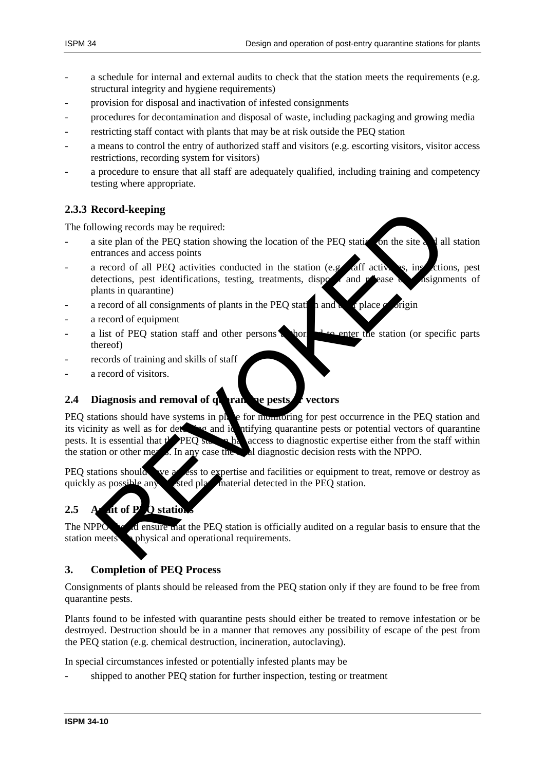- a schedule for internal and external audits to check that the station meets the requirements (e.g. structural integrity and hygiene requirements)
- provision for disposal and inactivation of infested consignments
- procedures for decontamination and disposal of waste, including packaging and growing media
- restricting staff contact with plants that may be at risk outside the PEQ station
- a means to control the entry of authorized staff and visitors (e.g. escorting visitors, visitor access restrictions, recording system for visitors)
- a procedure to ensure that all staff are adequately qualified, including training and competency testing where appropriate.

### 2.3.3 Record-keeping

The following records may be required:

- a site plan of the PEQ station showing the location of the PEQ station on the site and all station entrances and access points
- a record of all PEQ activities conducted in the station (e.g. staff activities, inspections, pest detections, pest identifications, testing, treatments, disposal and release of consignments of plants in quarantine)
- a record of all consignments of plants in the PEQ station and their place of origin
- a record of equipment
- a list of PEQ station staff and other persons authorized to enter the station (or specific parts thereof)
- records of training and skills of staff
- a record of visitors.

## 2.4 Diagnosis and removal of quarantine pests or vectors

PEQ stations should have systems in place for monitoring for pest occurrence in the PEQ station and its vicinity as well as for detecting and identifying quarantine pests or potential vectors of quarantine pests. It is essential that the PEQ station has access to diagnostic expertise either from the staff within the station or other means. In any case the final diagnostic decision rests with the NPPO.

PEQ stations should have access to expertise and facilities or equipment to treat, remove or destroy as quickly as possible any infested plant material detected in the PEQ station.

## 2.5 Audit of PEQ stations

The NPPO should ensure that the PEQ station is officially audited on a regular basis to ensure that the station meets the physical and operational requirements.

# 3. Completion of PEQ Process

Consignments of plants should be released from the PEQ station only if they are found to be free from quarantine pests.

Plants found to be infested with quarantine pests should either be treated to remove infestation or be destroyed. Destruction should be in a manner that removes any possibility of escape of the pest from the PEQ station (e.g. chemical destruction, incineration, autoclaving).

In special circumstances infested or potentially infested plants may be

- shipped to another PEQ station for further inspection, testing or treatment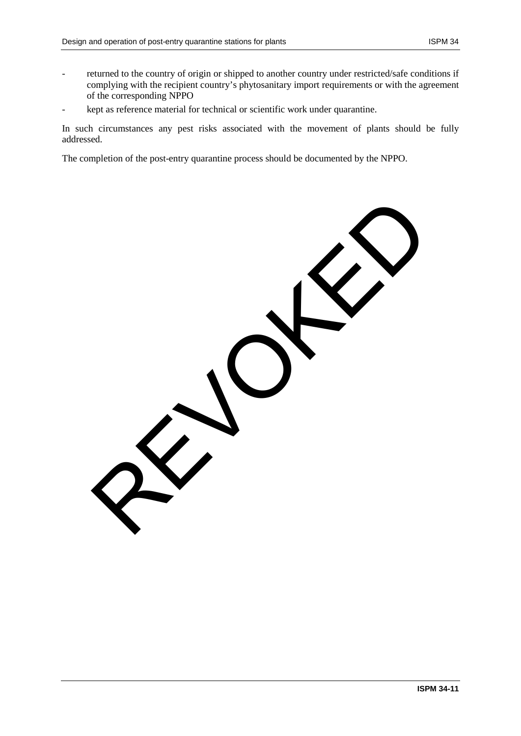- returned to the country of origin or shipped to another country under restricted/safe conditions if complying with the recipient country's phytosanitary import requirements or with the agreement of the corresponding NPPO
- kept as reference material for technical or scientific work under quarantine.

In such circumstances any pest risks associated with the movement of plants should be fully addressed.

The completion of the post-entry quarantine process should be documented by the NPPO.

REVOKED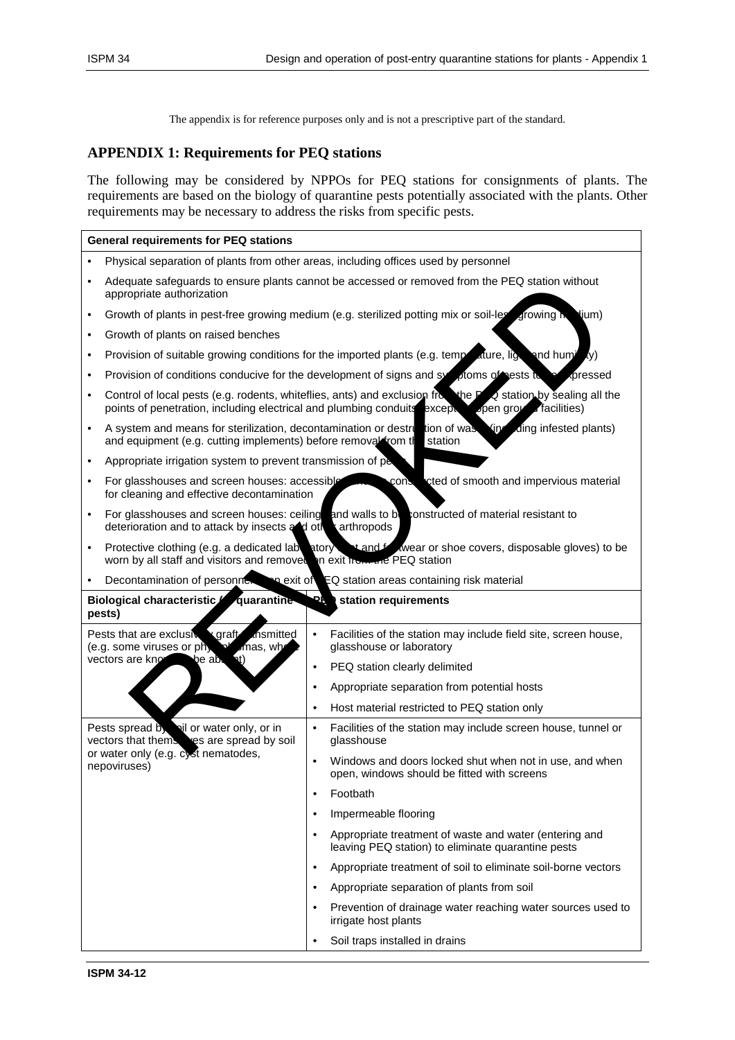The appendix is for reference purposes only and is not a prescriptive part of the standard.

## APPENDIX 1: Requirements for PEQ stations

The following may be considered by NPPOs for PEQ stations for consignments of plants. The requirements are based on the biology of quarantine pests potentially associated with the plants. Other requirements may be necessary to address the risks from specific pests.

| General requirements for PEQ stations | |
|---|---|
| • Physical separation of plants from other areas, including offices used by personnel<br>• Adequate safeguards to ensure plants cannot be accessed or removed from the PEQ station without appropriate authorization<br>• Growth of plants in pest-free growing medium (e.g. sterilized potting mix or soil-less growing medium)<br>• Growth of plants on raised benches<br>• Provision of suitable growing conditions for the imported plants (e.g. temperature, light and humidity)<br>• Provision of conditions conducive for the development of signs and symptoms of pests to be expressed<br>• Control of local pests (e.g. rodents, whiteflies, ants) and exclusion from the PEQ station by sealing all the points of penetration, including electrical and plumbing conduits (except open ground facilities)<br>• A system and means for sterilization, decontamination or destruction of waste (including infested plants) and equipment (e.g. cutting implements) before removal from the station<br>• Appropriate irrigation system to prevent transmission of pests<br>• For glasshouses and screen houses: accessible benches constructed of smooth and impervious material for cleaning and effective decontamination<br>• For glasshouses and screen houses: ceilings and walls to be constructed of material resistant to deterioration and to attack by insects and other arthropods<br>• Protective clothing (e.g. a dedicated laboratory coat and footwear or shoe covers, disposable gloves) to be worn by all staff and visitors and removed on exit from the PEQ station<br>• Decontamination of personnel on exit of PEQ station areas containing risk material | |
| **Biological characteristic (of quarantine pests)** | **PEQ station requirements** |
| Pests that are exclusively graft-transmitted (e.g. some viruses or phytoplasmas, where vectors are known to be absent) | • Facilities of the station may include field site, screen house, glasshouse or laboratory<br>• PEQ station clearly delimited<br>• Appropriate separation from potential hosts<br>• Host material restricted to PEQ station only |
| Pests spread by soil or water only, or in vectors that themselves are spread by soil or water only (e.g. cyst nematodes, nepoviruses) | • Facilities of the station may include screen house, tunnel or glasshouse<br>• Windows and doors locked shut when not in use, and when open, windows should be fitted with screens<br>• Footbath<br>• Impermeable flooring<br>• Appropriate treatment of waste and water (entering and leaving PEQ station) to eliminate quarantine pests<br>• Appropriate treatment of soil to eliminate soil-borne vectors<br>• Appropriate separation of plants from soil<br>• Prevention of drainage water reaching water sources used to irrigate host plants<br>• Soil traps installed in drains |

REVOKED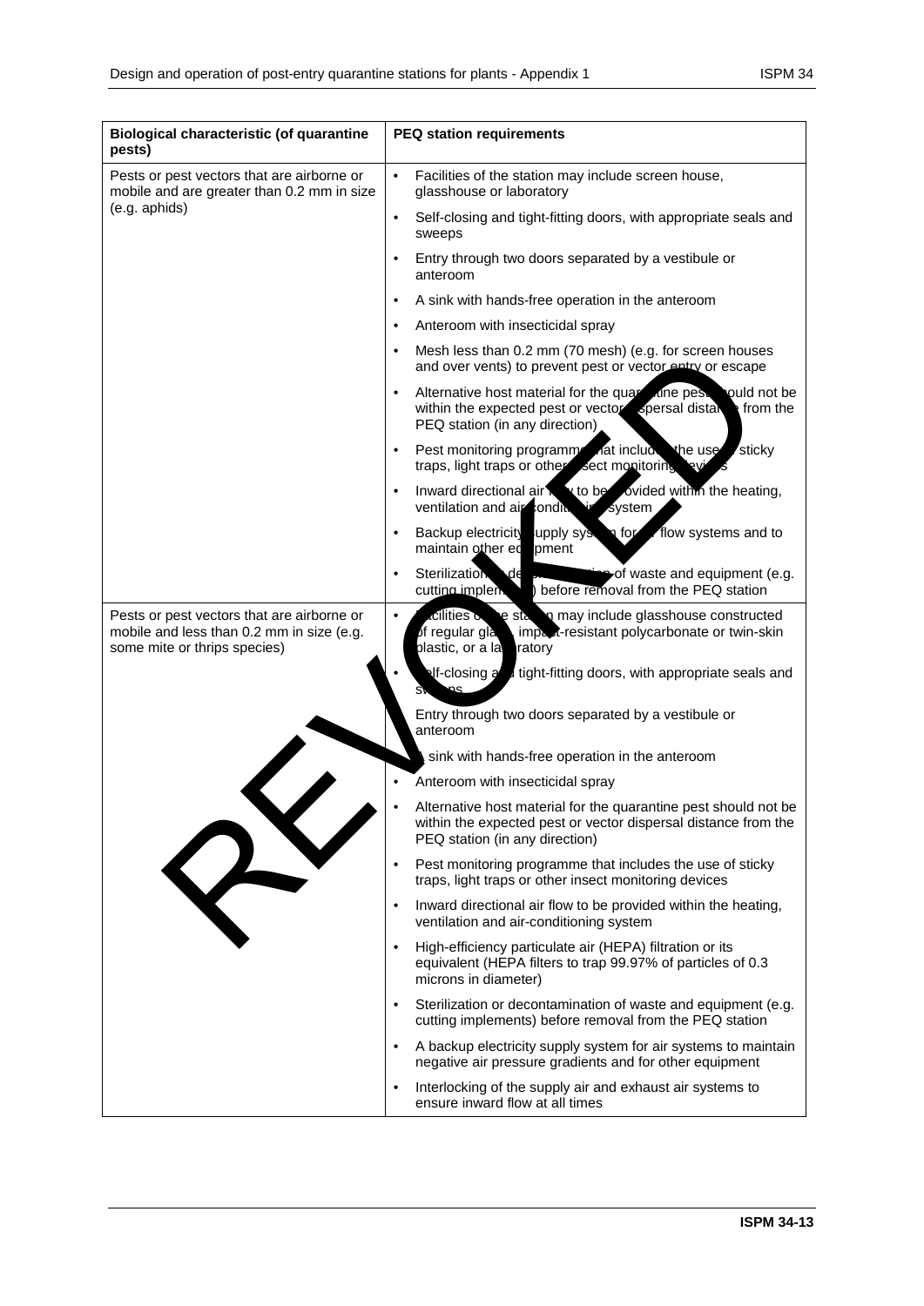| Biological characteristic (of quarantine pests) | PEQ station requirements |
|---|---|
| Pests or pest vectors that are airborne or mobile and are greater than 0.2 mm in size (e.g. aphids) | • Facilities of the station may include screen house, glasshouse or laboratory<br>• Self-closing and tight-fitting doors, with appropriate seals and sweeps<br>• Entry through two doors separated by a vestibule or anteroom<br>• A sink with hands-free operation in the anteroom<br>• Anteroom with insecticidal spray<br>• Mesh less than 0.2 mm (70 mesh) (e.g. for screen houses and over vents) to prevent pest or vector entry or escape<br>• Alternative host material for the quarantine pest should not be within the expected pest or vector dispersal distance from the PEQ station (in any direction)<br>• Pest monitoring programme that includes the use of sticky traps, light traps or other insect monitoring devices<br>• Inward directional air flow to be provided within the heating, ventilation and air-conditioning system<br>• Backup electricity supply system for air flow systems and to maintain other equipment<br>• Sterilization or decontamination of waste and equipment (e.g. cutting implements) before removal from the PEQ station |
| Pests or pest vectors that are airborne or mobile and less than 0.2 mm in size (e.g. some mite or thrips species) | • Facilities of the station may include glasshouse constructed of regular glass, impact-resistant polycarbonate or twin-skin plastic, or a laboratory<br>• Self-closing and tight-fitting doors, with appropriate seals and sweeps<br>• Entry through two doors separated by a vestibule or anteroom<br>• A sink with hands-free operation in the anteroom<br>• Anteroom with insecticidal spray<br>• Alternative host material for the quarantine pest should not be within the expected pest or vector dispersal distance from the PEQ station (in any direction)<br>• Pest monitoring programme that includes the use of sticky traps, light traps or other insect monitoring devices<br>• Inward directional air flow to be provided within the heating, ventilation and air-conditioning system<br>• High-efficiency particulate air (HEPA) filtration or its equivalent (HEPA filters to trap 99.97% of particles of 0.3 microns in diameter)<br>• Sterilization or decontamination of waste and equipment (e.g. cutting implements) before removal from the PEQ station<br>• A backup electricity supply system for air systems to maintain negative air pressure gradients and for other equipment<br>• Interlocking of the supply air and exhaust air systems to ensure inward flow at all times |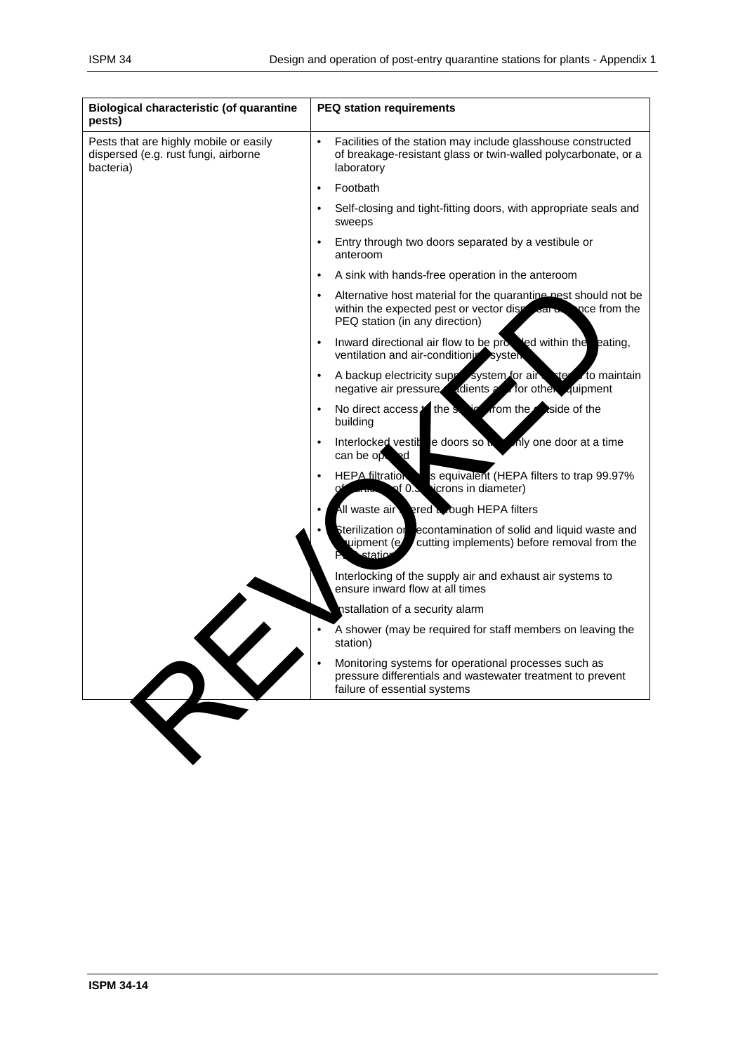| Biological characteristic (of quarantine pests) | PEQ station requirements |
|---|---|
| Pests that are highly mobile or easily dispersed (e.g. rust fungi, airborne bacteria) | • Facilities of the station may include glasshouse constructed of breakage-resistant glass or twin-walled polycarbonate, or a laboratory<br>• Footbath<br>• Self-closing and tight-fitting doors, with appropriate seals and sweeps<br>• Entry through two doors separated by a vestibule or anteroom<br>• A sink with hands-free operation in the anteroom<br>• Alternative host material for the quarantine pest should not be within the expected pest or vector dispersal distance from the PEQ station (in any direction)<br>• Inward directional air flow to be provided within the heating, ventilation and air-conditioning system<br>• A backup electricity supply system for air systems to maintain negative air pressure gradients and for other equipment<br>• No direct access to the station from the outside of the building<br>• Interlocked vestibule doors so that only one door at a time can be opened<br>• HEPA filtration or its equivalent (HEPA filters to trap 99.97% of particles of 0.3 microns in diameter)<br>• All waste air filtered through HEPA filters<br>• Sterilization or decontamination of solid and liquid waste and equipment (e.g. cutting implements) before removal from the PEQ station<br>• Interlocking of the supply air and exhaust air systems to ensure inward flow at all times<br>• Installation of a security alarm<br>• A shower (may be required for staff members on leaving the station)<br>• Monitoring systems for operational processes such as pressure differentials and wastewater treatment to prevent failure of essential systems |

REVOKED